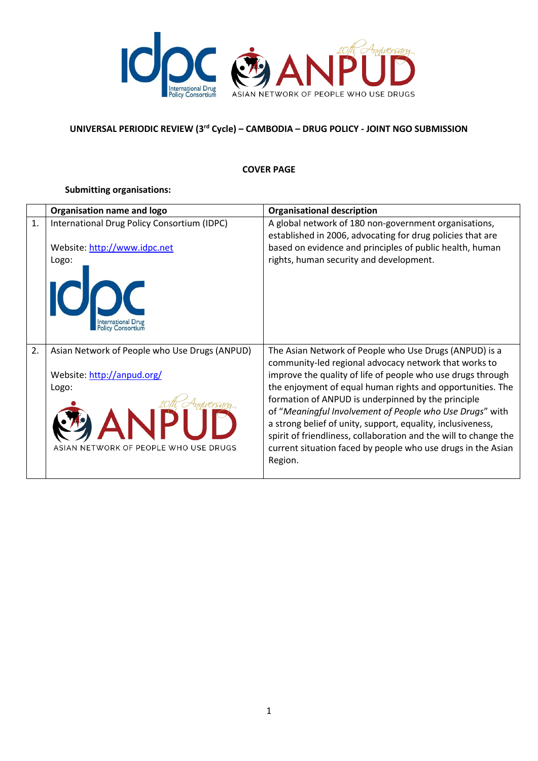**UNIVERSAL PERIODIC REVIEW (3rd Cycle) – CAMBODIA – DRUG POLICY - JOINT NGO SUBMISSION**

**COVER PAGE**

**Submitting organisations:**

| | Organisation name and logo | Organisational description |
|---|---|---|
| 1. | International Drug Policy Consortium (IDPC)<br><br>Website: http://www.idpc.net<br>Logo: | A global network of 180 non-government organisations, established in 2006, advocating for drug policies that are based on evidence and principles of public health, human rights, human security and development. |
| 2. | Asian Network of People who Use Drugs (ANPUD)<br><br>Website: http://anpud.org/<br>Logo: | The Asian Network of People who Use Drugs (ANPUD) is a community-led regional advocacy network that works to improve the quality of life of people who use drugs through the enjoyment of equal human rights and opportunities. The formation of ANPUD is underpinned by the principle of "*Meaningful Involvement of People who Use Drugs*" with a strong belief of unity, support, equality, inclusiveness, spirit of friendliness, collaboration and the will to change the current situation faced by people who use drugs in the Asian Region. |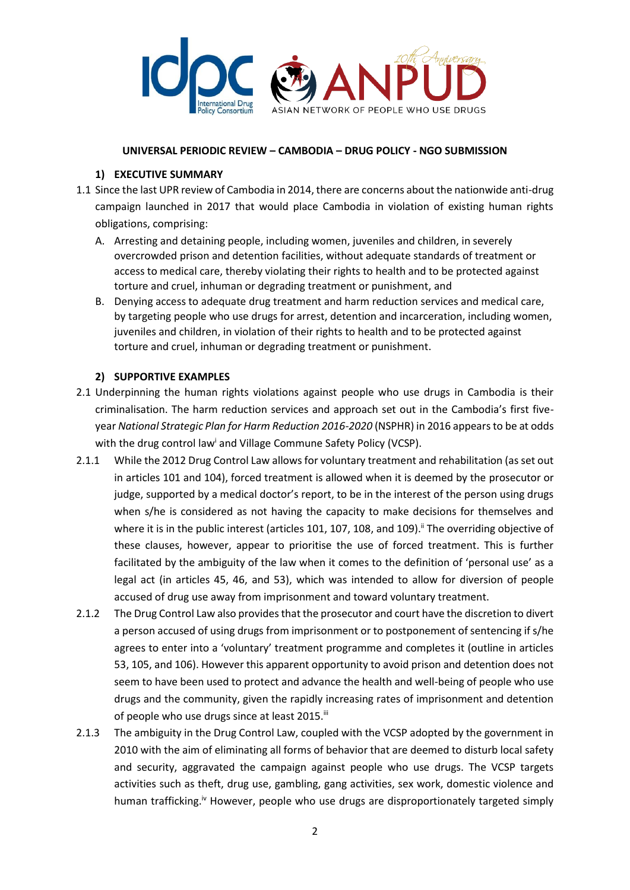**UNIVERSAL PERIODIC REVIEW – CAMBODIA – DRUG POLICY - NGO SUBMISSION**

## 1) EXECUTIVE SUMMARY

1.1 Since the last UPR review of Cambodia in 2014, there are concerns about the nationwide anti-drug campaign launched in 2017 that would place Cambodia in violation of existing human rights obligations, comprising:

A. Arresting and detaining people, including women, juveniles and children, in severely overcrowded prison and detention facilities, without adequate standards of treatment or access to medical care, thereby violating their rights to health and to be protected against torture and cruel, inhuman or degrading treatment or punishment, and

B. Denying access to adequate drug treatment and harm reduction services and medical care, by targeting people who use drugs for arrest, detention and incarceration, including women, juveniles and children, in violation of their rights to health and to be protected against torture and cruel, inhuman or degrading treatment or punishment.

## 2) SUPPORTIVE EXAMPLES

2.1 Underpinning the human rights violations against people who use drugs in Cambodia is their criminalisation. The harm reduction services and approach set out in the Cambodia's first five-year *National Strategic Plan for Harm Reduction 2016-2020* (NSPHR) in 2016 appears to be at odds with the drug control law[i] and Village Commune Safety Policy (VCSP).

2.1.1 While the 2012 Drug Control Law allows for voluntary treatment and rehabilitation (as set out in articles 101 and 104), forced treatment is allowed when it is deemed by the prosecutor or judge, supported by a medical doctor's report, to be in the interest of the person using drugs when s/he is considered as not having the capacity to make decisions for themselves and where it is in the public interest (articles 101, 107, 108, and 109).[ii] The overriding objective of these clauses, however, appear to prioritise the use of forced treatment. This is further facilitated by the ambiguity of the law when it comes to the definition of 'personal use' as a legal act (in articles 45, 46, and 53), which was intended to allow for diversion of people accused of drug use away from imprisonment and toward voluntary treatment.

2.1.2 The Drug Control Law also provides that the prosecutor and court have the discretion to divert a person accused of using drugs from imprisonment or to postponement of sentencing if s/he agrees to enter into a 'voluntary' treatment programme and completes it (outline in articles 53, 105, and 106). However this apparent opportunity to avoid prison and detention does not seem to have been used to protect and advance the health and well-being of people who use drugs and the community, given the rapidly increasing rates of imprisonment and detention of people who use drugs since at least 2015.[iii]

2.1.3 The ambiguity in the Drug Control Law, coupled with the VCSP adopted by the government in 2010 with the aim of eliminating all forms of behavior that are deemed to disturb local safety and security, aggravated the campaign against people who use drugs. The VCSP targets activities such as theft, drug use, gambling, gang activities, sex work, domestic violence and human trafficking.[iv] However, people who use drugs are disproportionately targeted simply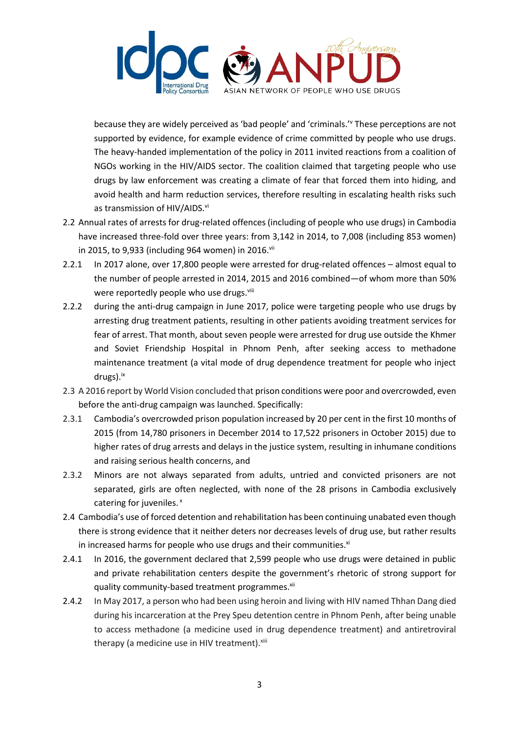because they are widely perceived as 'bad people' and 'criminals.'[v] These perceptions are not supported by evidence, for example evidence of crime committed by people who use drugs. The heavy-handed implementation of the policy in 2011 invited reactions from a coalition of NGOs working in the HIV/AIDS sector. The coalition claimed that targeting people who use drugs by law enforcement was creating a climate of fear that forced them into hiding, and avoid health and harm reduction services, therefore resulting in escalating health risks such as transmission of HIV/AIDS.[vi]

2.2 Annual rates of arrests for drug-related offences (including of people who use drugs) in Cambodia have increased three-fold over three years: from 3,142 in 2014, to 7,008 (including 853 women) in 2015, to 9,933 (including 964 women) in 2016.[vii]

2.2.1 In 2017 alone, over 17,800 people were arrested for drug-related offences – almost equal to the number of people arrested in 2014, 2015 and 2016 combined—of whom more than 50% were reportedly people who use drugs.[viii]

2.2.2 during the anti-drug campaign in June 2017, police were targeting people who use drugs by arresting drug treatment patients, resulting in other patients avoiding treatment services for fear of arrest. That month, about seven people were arrested for drug use outside the Khmer and Soviet Friendship Hospital in Phnom Penh, after seeking access to methadone maintenance treatment (a vital mode of drug dependence treatment for people who inject drugs).[ix]

2.3 A 2016 report by World Vision concluded that prison conditions were poor and overcrowded, even before the anti-drug campaign was launched. Specifically:

2.3.1 Cambodia's overcrowded prison population increased by 20 per cent in the first 10 months of 2015 (from 14,780 prisoners in December 2014 to 17,522 prisoners in October 2015) due to higher rates of drug arrests and delays in the justice system, resulting in inhumane conditions and raising serious health concerns, and

2.3.2 Minors are not always separated from adults, untried and convicted prisoners are not separated, girls are often neglected, with none of the 28 prisons in Cambodia exclusively catering for juveniles.[x]

2.4 Cambodia's use of forced detention and rehabilitation has been continuing unabated even though there is strong evidence that it neither deters nor decreases levels of drug use, but rather results in increased harms for people who use drugs and their communities.[xi]

2.4.1 In 2016, the government declared that 2,599 people who use drugs were detained in public and private rehabilitation centers despite the government's rhetoric of strong support for quality community-based treatment programmes.[xii]

2.4.2 In May 2017, a person who had been using heroin and living with HIV named Thhan Dang died during his incarceration at the Prey Speu detention centre in Phnom Penh, after being unable to access methadone (a medicine used in drug dependence treatment) and antiretroviral therapy (a medicine use in HIV treatment).[xiii]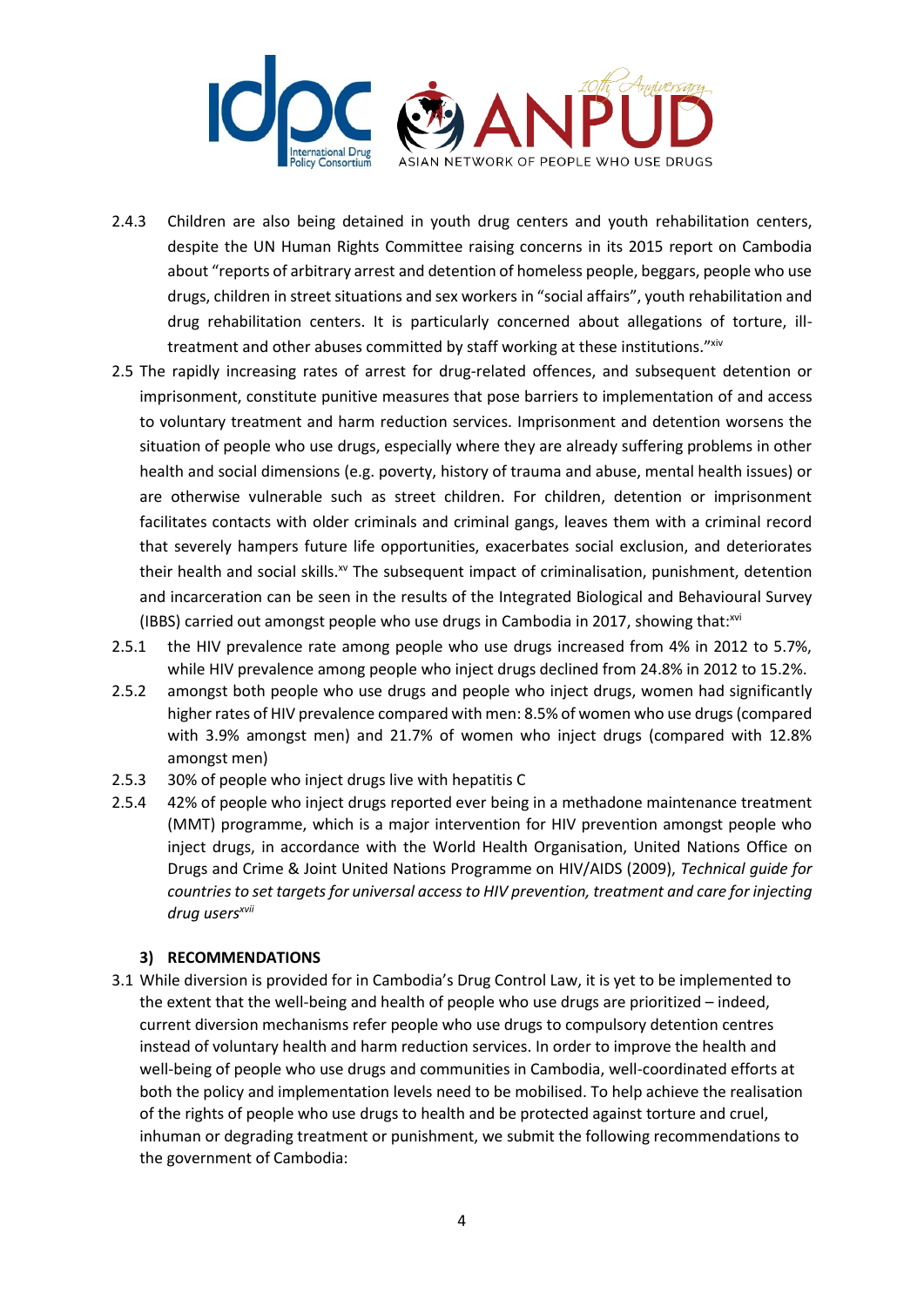2.4.3 Children are also being detained in youth drug centers and youth rehabilitation centers, despite the UN Human Rights Committee raising concerns in its 2015 report on Cambodia about "reports of arbitrary arrest and detention of homeless people, beggars, people who use drugs, children in street situations and sex workers in "social affairs", youth rehabilitation and drug rehabilitation centers. It is particularly concerned about allegations of torture, ill-treatment and other abuses committed by staff working at these institutions."[xiv]

2.5 The rapidly increasing rates of arrest for drug-related offences, and subsequent detention or imprisonment, constitute punitive measures that pose barriers to implementation of and access to voluntary treatment and harm reduction services. Imprisonment and detention worsens the situation of people who use drugs, especially where they are already suffering problems in other health and social dimensions (e.g. poverty, history of trauma and abuse, mental health issues) or are otherwise vulnerable such as street children. For children, detention or imprisonment facilitates contacts with older criminals and criminal gangs, leaves them with a criminal record that severely hampers future life opportunities, exacerbates social exclusion, and deteriorates their health and social skills.[xv] The subsequent impact of criminalisation, punishment, detention and incarceration can be seen in the results of the Integrated Biological and Behavioural Survey (IBBS) carried out amongst people who use drugs in Cambodia in 2017, showing that:[xvi]

2.5.1 the HIV prevalence rate among people who use drugs increased from 4% in 2012 to 5.7%, while HIV prevalence among people who inject drugs declined from 24.8% in 2012 to 15.2%.

2.5.2 amongst both people who use drugs and people who inject drugs, women had significantly higher rates of HIV prevalence compared with men: 8.5% of women who use drugs (compared with 3.9% amongst men) and 21.7% of women who inject drugs (compared with 12.8% amongst men)

2.5.3 30% of people who inject drugs live with hepatitis C

2.5.4 42% of people who inject drugs reported ever being in a methadone maintenance treatment (MMT) programme, which is a major intervention for HIV prevention amongst people who inject drugs, in accordance with the World Health Organisation, United Nations Office on Drugs and Crime & Joint United Nations Programme on HIV/AIDS (2009), *Technical guide for countries to set targets for universal access to HIV prevention, treatment and care for injecting drug users*[xvii]

### 3) RECOMMENDATIONS

3.1 While diversion is provided for in Cambodia's Drug Control Law, it is yet to be implemented to the extent that the well-being and health of people who use drugs are prioritized – indeed, current diversion mechanisms refer people who use drugs to compulsory detention centres instead of voluntary health and harm reduction services. In order to improve the health and well-being of people who use drugs and communities in Cambodia, well-coordinated efforts at both the policy and implementation levels need to be mobilised. To help achieve the realisation of the rights of people who use drugs to health and be protected against torture and cruel, inhuman or degrading treatment or punishment, we submit the following recommendations to the government of Cambodia: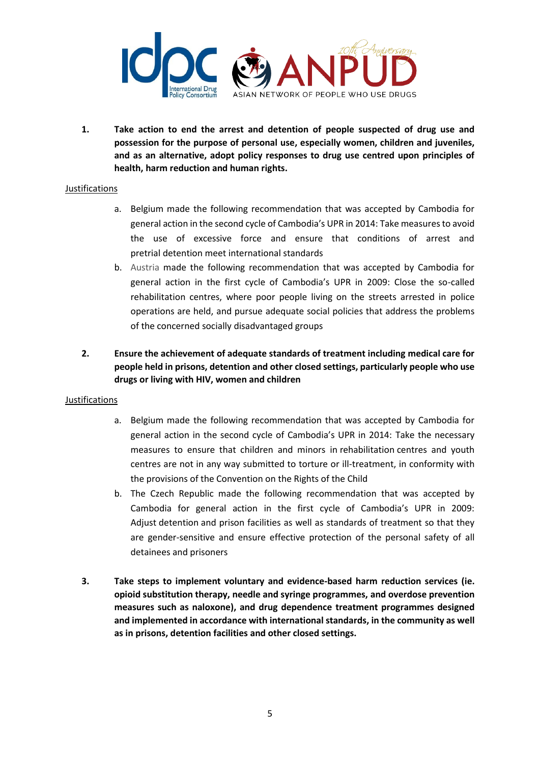1. **Take action to end the arrest and detention of people suspected of drug use and possession for the purpose of personal use, especially women, children and juveniles, and as an alternative, adopt policy responses to drug use centred upon principles of health, harm reduction and human rights.**

Justifications

a. Belgium made the following recommendation that was accepted by Cambodia for general action in the second cycle of Cambodia's UPR in 2014: Take measures to avoid the use of excessive force and ensure that conditions of arrest and pretrial detention meet international standards
b. Austria made the following recommendation that was accepted by Cambodia for general action in the first cycle of Cambodia's UPR in 2009: Close the so-called rehabilitation centres, where poor people living on the streets arrested in police operations are held, and pursue adequate social policies that address the problems of the concerned socially disadvantaged groups

2. **Ensure the achievement of adequate standards of treatment including medical care for people held in prisons, detention and other closed settings, particularly people who use drugs or living with HIV, women and children**

Justifications

a. Belgium made the following recommendation that was accepted by Cambodia for general action in the second cycle of Cambodia's UPR in 2014: Take the necessary measures to ensure that children and minors in rehabilitation centres and youth centres are not in any way submitted to torture or ill-treatment, in conformity with the provisions of the Convention on the Rights of the Child
b. The Czech Republic made the following recommendation that was accepted by Cambodia for general action in the first cycle of Cambodia's UPR in 2009: Adjust detention and prison facilities as well as standards of treatment so that they are gender-sensitive and ensure effective protection of the personal safety of all detainees and prisoners

3. **Take steps to implement voluntary and evidence-based harm reduction services (ie. opioid substitution therapy, needle and syringe programmes, and overdose prevention measures such as naloxone), and drug dependence treatment programmes designed and implemented in accordance with international standards, in the community as well as in prisons, detention facilities and other closed settings.**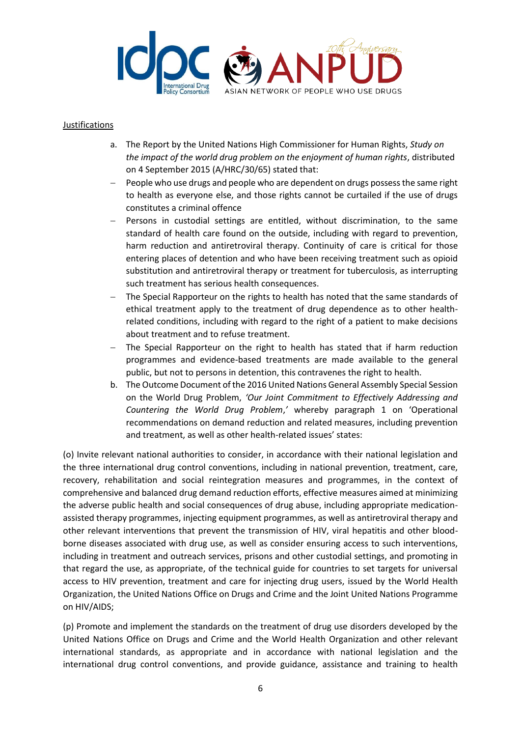Justifications

a. The Report by the United Nations High Commissioner for Human Rights, *Study on the impact of the world drug problem on the enjoyment of human rights*, distributed on 4 September 2015 (A/HRC/30/65) stated that:

- People who use drugs and people who are dependent on drugs possess the same right to health as everyone else, and those rights cannot be curtailed if the use of drugs constitutes a criminal offence
- Persons in custodial settings are entitled, without discrimination, to the same standard of health care found on the outside, including with regard to prevention, harm reduction and antiretroviral therapy. Continuity of care is critical for those entering places of detention and who have been receiving treatment such as opioid substitution and antiretroviral therapy or treatment for tuberculosis, as interrupting such treatment has serious health consequences.
- The Special Rapporteur on the rights to health has noted that the same standards of ethical treatment apply to the treatment of drug dependence as to other health-related conditions, including with regard to the right of a patient to make decisions about treatment and to refuse treatment.
- The Special Rapporteur on the right to health has stated that if harm reduction programmes and evidence-based treatments are made available to the general public, but not to persons in detention, this contravenes the right to health.

b. The Outcome Document of the 2016 United Nations General Assembly Special Session on the World Drug Problem, *'Our Joint Commitment to Effectively Addressing and Countering the World Drug Problem*,*'* whereby paragraph 1 on 'Operational recommendations on demand reduction and related measures, including prevention and treatment, as well as other health-related issues' states:

(o) Invite relevant national authorities to consider, in accordance with their national legislation and the three international drug control conventions, including in national prevention, treatment, care, recovery, rehabilitation and social reintegration measures and programmes, in the context of comprehensive and balanced drug demand reduction efforts, effective measures aimed at minimizing the adverse public health and social consequences of drug abuse, including appropriate medication-assisted therapy programmes, injecting equipment programmes, as well as antiretroviral therapy and other relevant interventions that prevent the transmission of HIV, viral hepatitis and other blood-borne diseases associated with drug use, as well as consider ensuring access to such interventions, including in treatment and outreach services, prisons and other custodial settings, and promoting in that regard the use, as appropriate, of the technical guide for countries to set targets for universal access to HIV prevention, treatment and care for injecting drug users, issued by the World Health Organization, the United Nations Office on Drugs and Crime and the Joint United Nations Programme on HIV/AIDS;

(p) Promote and implement the standards on the treatment of drug use disorders developed by the United Nations Office on Drugs and Crime and the World Health Organization and other relevant international standards, as appropriate and in accordance with national legislation and the international drug control conventions, and provide guidance, assistance and training to health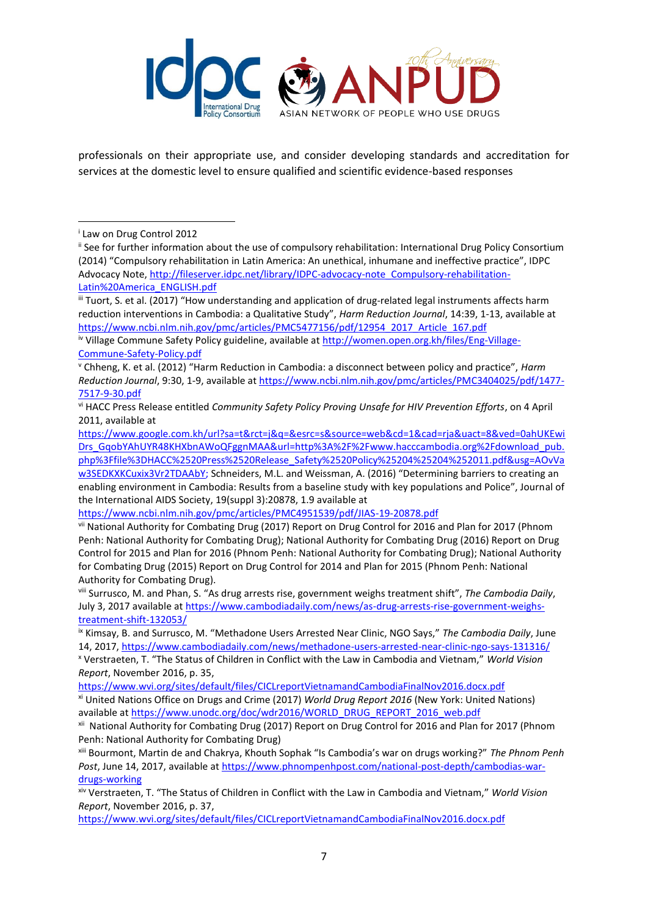professionals on their appropriate use, and consider developing standards and accreditation for services at the domestic level to ensure qualified and scientific evidence-based responses

---

[i] Law on Drug Control 2012

[ii] See for further information about the use of compulsory rehabilitation: International Drug Policy Consortium (2014) "Compulsory rehabilitation in Latin America: An unethical, inhumane and ineffective practice", IDPC Advocacy Note, http://fileserver.idpc.net/library/IDPC-advocacy-note_Compulsory-rehabilitation-Latin%20America_ENGLISH.pdf

[iii] Tuort, S. et al. (2017) "How understanding and application of drug-related legal instruments affects harm reduction interventions in Cambodia: a Qualitative Study", *Harm Reduction Journal*, 14:39, 1-13, available at https://www.ncbi.nlm.nih.gov/pmc/articles/PMC5477156/pdf/12954_2017_Article_167.pdf

[iv] Village Commune Safety Policy guideline, available at http://women.open.org.kh/files/Eng-Village-Commune-Safety-Policy.pdf

[v] Chheng, K. et al. (2012) "Harm Reduction in Cambodia: a disconnect between policy and practice", *Harm Reduction Journal*, 9:30, 1-9, available at https://www.ncbi.nlm.nih.gov/pmc/articles/PMC3404025/pdf/1477-7517-9-30.pdf

[vi] HACC Press Release entitled *Community Safety Policy Proving Unsafe for HIV Prevention Efforts*, on 4 April 2011, available at https://www.google.com.kh/url?sa=t&rct=j&q=&esrc=s&source=web&cd=1&cad=rja&uact=8&ved=0ahUKEwiDrs_GqobYAhUYR48KHXbnAWoQFggnMAA&url=http%3A%2F%2Fwww.hacccambodia.org%2Fdownload_pub.php%3Ffile%3DHACC%2520Press%2520Release_Safety%2520Policy%25204%25204%252011.pdf&usg=AOvVaw3SEDKXKCuxix3Vr2TDAAbY; Schneiders, M.L. and Weissman, A. (2016) "Determining barriers to creating an enabling environment in Cambodia: Results from a baseline study with key populations and Police", Journal of the International AIDS Society, 19(suppl 3):20878, 1.9 available at https://www.ncbi.nlm.nih.gov/pmc/articles/PMC4951539/pdf/JIAS-19-20878.pdf

[vii] National Authority for Combating Drug (2017) Report on Drug Control for 2016 and Plan for 2017 (Phnom Penh: National Authority for Combating Drug); National Authority for Combating Drug (2016) Report on Drug Control for 2015 and Plan for 2016 (Phnom Penh: National Authority for Combating Drug); National Authority for Combating Drug (2015) Report on Drug Control for 2014 and Plan for 2015 (Phnom Penh: National Authority for Combating Drug).

[viii] Surrusco, M. and Phan, S. "As drug arrests rise, government weighs treatment shift", *The Cambodia Daily*, July 3, 2017 available at https://www.cambodiadaily.com/news/as-drug-arrests-rise-government-weighs-treatment-shift-132053/

[ix] Kimsay, B. and Surrusco, M. "Methadone Users Arrested Near Clinic, NGO Says," *The Cambodia Daily*, June 14, 2017, https://www.cambodiadaily.com/news/methadone-users-arrested-near-clinic-ngo-says-131316/

[x] Verstraeten, T. "The Status of Children in Conflict with the Law in Cambodia and Vietnam," *World Vision Report*, November 2016, p. 35, https://www.wvi.org/sites/default/files/CICLreportVietnamandCambodiaFinalNov2016.docx.pdf

[xi] United Nations Office on Drugs and Crime (2017) *World Drug Report 2016* (New York: United Nations) available at https://www.unodc.org/doc/wdr2016/WORLD_DRUG_REPORT_2016_web.pdf

[xii] National Authority for Combating Drug (2017) Report on Drug Control for 2016 and Plan for 2017 (Phnom Penh: National Authority for Combating Drug)

[xiii] Bourmont, Martin de and Chakrya, Khouth Sophak "Is Cambodia's war on drugs working?" *The Phnom Penh Post*, June 14, 2017, available at https://www.phnompenhpost.com/national-post-depth/cambodias-war-drugs-working

[xiv] Verstraeten, T. "The Status of Children in Conflict with the Law in Cambodia and Vietnam," *World Vision Report*, November 2016, p. 37, https://www.wvi.org/sites/default/files/CICLreportVietnamandCambodiaFinalNov2016.docx.pdf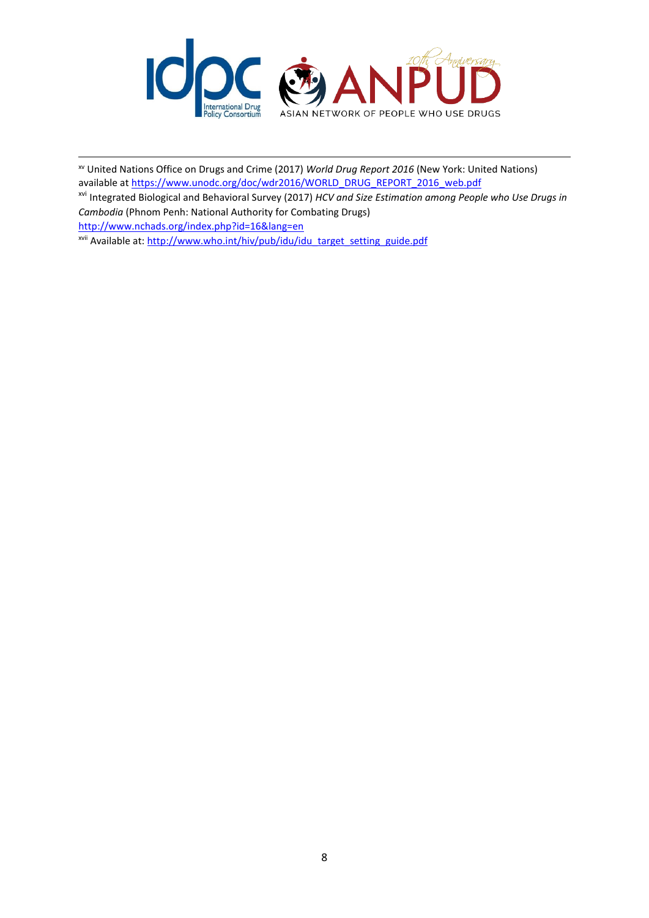[xv] United Nations Office on Drugs and Crime (2017) *World Drug Report 2016* (New York: United Nations) available at https://www.unodc.org/doc/wdr2016/WORLD_DRUG_REPORT_2016_web.pdf

[xvi] Integrated Biological and Behavioral Survey (2017) *HCV and Size Estimation among People who Use Drugs in Cambodia* (Phnom Penh: National Authority for Combating Drugs) http://www.nchads.org/index.php?id=16&lang=en

[xvii] Available at: http://www.who.int/hiv/pub/idu/idu_target_setting_guide.pdf